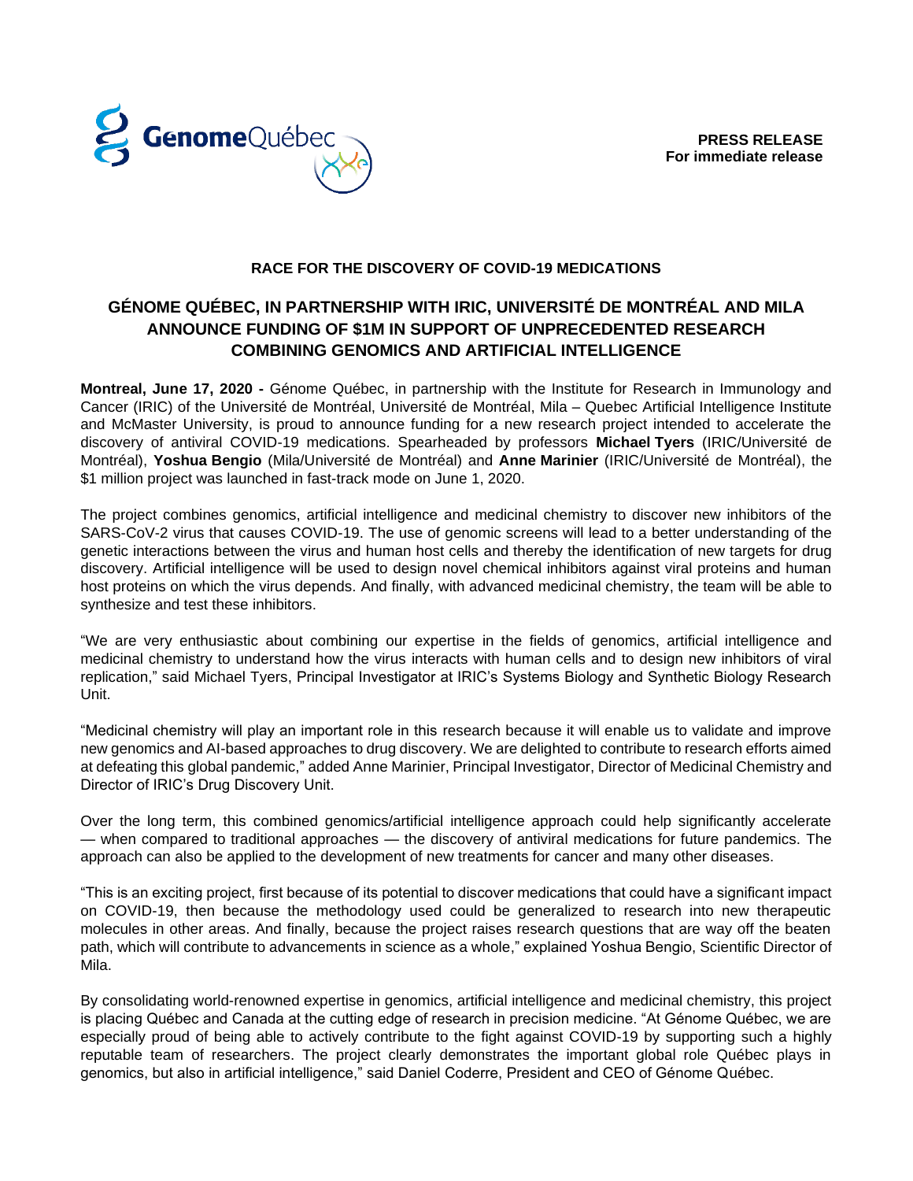**PRESS RELEASE**
**For immediate release**

**RACE FOR THE DISCOVERY OF COVID-19 MEDICATIONS**

# GÉNOME QUÉBEC, IN PARTNERSHIP WITH IRIC, UNIVERSITÉ DE MONTRÉAL AND MILA ANNOUNCE FUNDING OF $1M IN SUPPORT OF UNPRECEDENTED RESEARCH COMBINING GENOMICS AND ARTIFICIAL INTELLIGENCE

**Montreal, June 17, 2020 -** Génome Québec, in partnership with the Institute for Research in Immunology and Cancer (IRIC) of the Université de Montréal, Université de Montréal, Mila – Quebec Artificial Intelligence Institute and McMaster University, is proud to announce funding for a new research project intended to accelerate the discovery of antiviral COVID-19 medications. Spearheaded by professors **Michael Tyers** (IRIC/Université de Montréal), **Yoshua Bengio** (Mila/Université de Montréal) and **Anne Marinier** (IRIC/Université de Montréal), the $1 million project was launched in fast-track mode on June 1, 2020.

The project combines genomics, artificial intelligence and medicinal chemistry to discover new inhibitors of the SARS-CoV-2 virus that causes COVID-19. The use of genomic screens will lead to a better understanding of the genetic interactions between the virus and human host cells and thereby the identification of new targets for drug discovery. Artificial intelligence will be used to design novel chemical inhibitors against viral proteins and human host proteins on which the virus depends. And finally, with advanced medicinal chemistry, the team will be able to synthesize and test these inhibitors.

"We are very enthusiastic about combining our expertise in the fields of genomics, artificial intelligence and medicinal chemistry to understand how the virus interacts with human cells and to design new inhibitors of viral replication," said Michael Tyers, Principal Investigator at IRIC's Systems Biology and Synthetic Biology Research Unit.

"Medicinal chemistry will play an important role in this research because it will enable us to validate and improve new genomics and AI-based approaches to drug discovery. We are delighted to contribute to research efforts aimed at defeating this global pandemic," added Anne Marinier, Principal Investigator, Director of Medicinal Chemistry and Director of IRIC's Drug Discovery Unit.

Over the long term, this combined genomics/artificial intelligence approach could help significantly accelerate — when compared to traditional approaches — the discovery of antiviral medications for future pandemics. The approach can also be applied to the development of new treatments for cancer and many other diseases.

"This is an exciting project, first because of its potential to discover medications that could have a significant impact on COVID-19, then because the methodology used could be generalized to research into new therapeutic molecules in other areas. And finally, because the project raises research questions that are way off the beaten path, which will contribute to advancements in science as a whole," explained Yoshua Bengio, Scientific Director of Mila.

By consolidating world-renowned expertise in genomics, artificial intelligence and medicinal chemistry, this project is placing Québec and Canada at the cutting edge of research in precision medicine. "At Génome Québec, we are especially proud of being able to actively contribute to the fight against COVID-19 by supporting such a highly reputable team of researchers. The project clearly demonstrates the important global role Québec plays in genomics, but also in artificial intelligence," said Daniel Coderre, President and CEO of Génome Québec.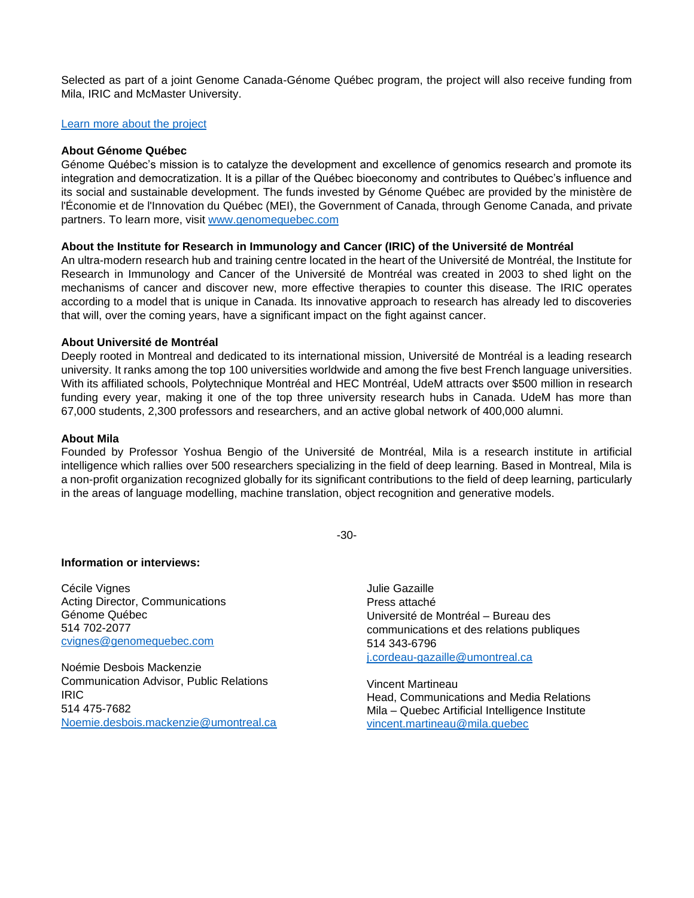Selected as part of a joint Genome Canada-Génome Québec program, the project will also receive funding from Mila, IRIC and McMaster University.

[Learn more about the project]

**About Génome Québec**
Génome Québec's mission is to catalyze the development and excellence of genomics research and promote its integration and democratization. It is a pillar of the Québec bioeconomy and contributes to Québec's influence and its social and sustainable development. The funds invested by Génome Québec are provided by the ministère de l'Économie et de l'Innovation du Québec (MEI), the Government of Canada, through Genome Canada, and private partners. To learn more, visit www.genomequebec.com

**About the Institute for Research in Immunology and Cancer (IRIC) of the Université de Montréal**
An ultra-modern research hub and training centre located in the heart of the Université de Montréal, the Institute for Research in Immunology and Cancer of the Université de Montréal was created in 2003 to shed light on the mechanisms of cancer and discover new, more effective therapies to counter this disease. The IRIC operates according to a model that is unique in Canada. Its innovative approach to research has already led to discoveries that will, over the coming years, have a significant impact on the fight against cancer.

**About Université de Montréal**
Deeply rooted in Montreal and dedicated to its international mission, Université de Montréal is a leading research university. It ranks among the top 100 universities worldwide and among the five best French language universities. With its affiliated schools, Polytechnique Montréal and HEC Montréal, UdeM attracts over $500 million in research funding every year, making it one of the top three university research hubs in Canada. UdeM has more than 67,000 students, 2,300 professors and researchers, and an active global network of 400,000 alumni.

**About Mila**
Founded by Professor Yoshua Bengio of the Université de Montréal, Mila is a research institute in artificial intelligence which rallies over 500 researchers specializing in the field of deep learning. Based in Montreal, Mila is a non-profit organization recognized globally for its significant contributions to the field of deep learning, particularly in the areas of language modelling, machine translation, object recognition and generative models.

-30-

**Information or interviews:**

Cécile Vignes
Acting Director, Communications
Génome Québec
514 702-2077
cvignes@genomequebec.com

Noémie Desbois Mackenzie
Communication Advisor, Public Relations
IRIC
514 475-7682
Noemie.desbois.mackenzie@umontreal.ca

Julie Gazaille
Press attaché
Université de Montréal – Bureau des communications et des relations publiques
514 343-6796
j.cordeau-gazaille@umontreal.ca

Vincent Martineau
Head, Communications and Media Relations
Mila – Quebec Artificial Intelligence Institute
vincent.martineau@mila.quebec